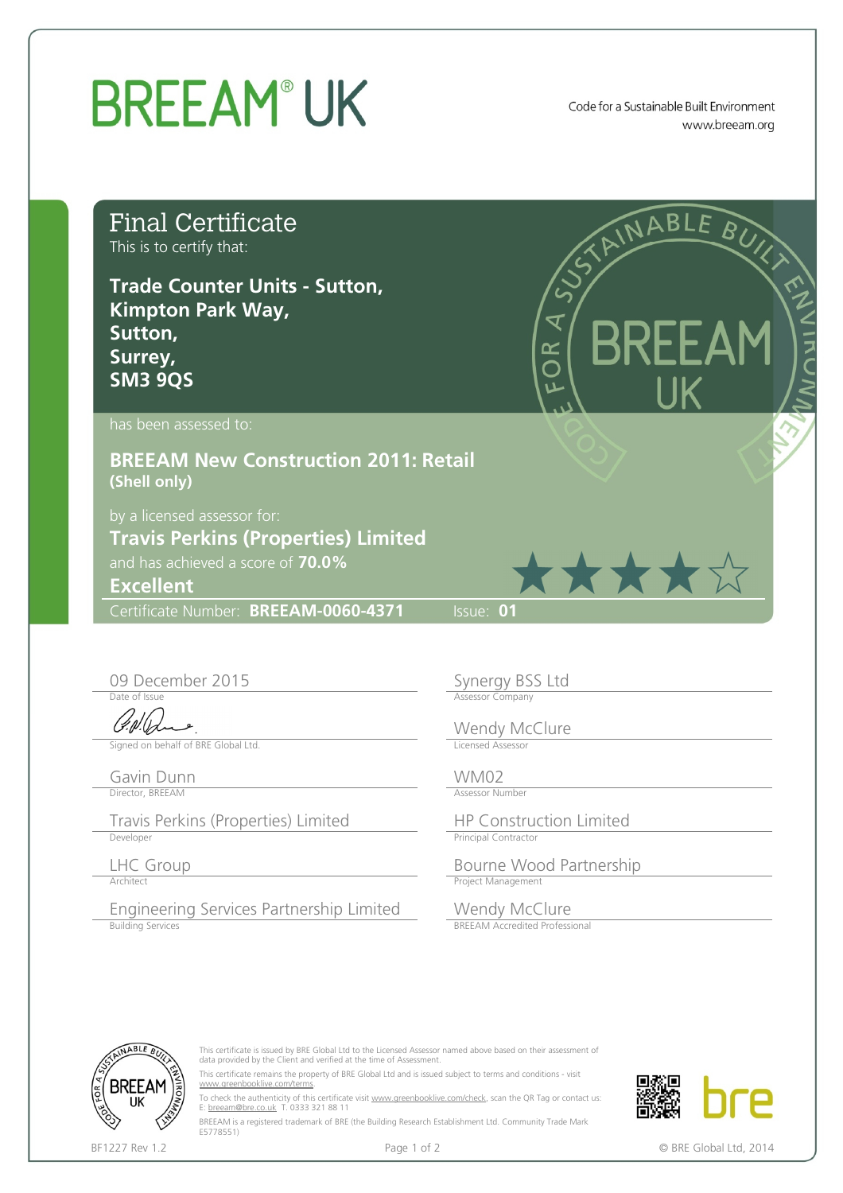# BREEAM® UK

Code for a Sustainable Built Environment
www.breeam.org

## Final Certificate

This is to certify that:

**Trade Counter Units - Sutton,**
**Kimpton Park Way,**
**Sutton,**
**Surrey,**
**SM3 9QS**

has been assessed to:

**BREEAM New Construction 2011: Retail**
**(Shell only)**

by a licensed assessor for:
**Travis Perkins (Properties) Limited**

and has achieved a score of **70.0%**

**Excellent**

★★★★☆

Certificate Number: **BREEAM-0060-4371** Issue: **01**

| | |
|---|---|
| 09 December 2015<br>Date of Issue | Synergy BSS Ltd<br>Assessor Company |
| Signed on behalf of BRE Global Ltd. | Wendy McClure<br>Licensed Assessor |
| Gavin Dunn<br>Director, BREEAM | WM02<br>Assessor Number |
| Travis Perkins (Properties) Limited<br>Developer | HP Construction Limited<br>Principal Contractor |
| LHC Group<br>Architect | Bourne Wood Partnership<br>Project Management |
| Engineering Services Partnership Limited<br>Building Services | Wendy McClure<br>BREEAM Accredited Professional |

This certificate is issued by BRE Global Ltd to the Licensed Assessor named above based on their assessment of data provided by the Client and verified at the time of Assessment.

This certificate remains the property of BRE Global Ltd and is issued subject to terms and conditions - visit www.greenbooklive.com/terms.

To check the authenticity of this certificate visit www.greenbooklive.com/check, scan the QR Tag or contact us: E: breeam@bre.co.uk T. 0333 321 88 11

BREEAM is a registered trademark of BRE (the Building Research Establishment Ltd. Community Trade Mark E5778551)

BF1227 Rev 1.2

© BRE Global Ltd, 2014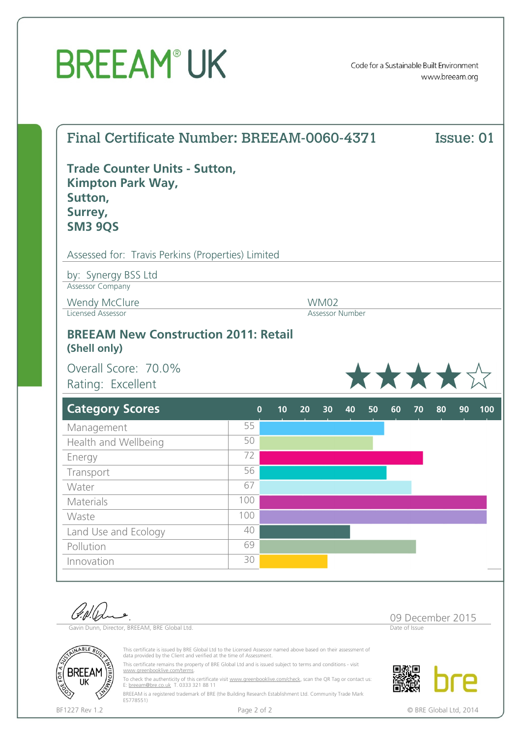# BREEAM® UK

Code for a Sustainable Built Environment
www.breeam.org

## Final Certificate Number: BREEAM-0060-4371

Issue: 01

**Trade Counter Units - Sutton,**
**Kimpton Park Way,**
**Sutton,**
**Surrey,**
**SM3 9QS**

Assessed for: Travis Perkins (Properties) Limited

by: Synergy BSS Ltd
Assessor Company

Wendy McClure
Licensed Assessor

WM02
Assessor Number

### BREEAM New Construction 2011: Retail
**(Shell only)**

Overall Score: 70.0%
Rating: Excellent

★★★★☆

### Category Scores

0 10 20 30 40 50 60 70 80 90 100

Management 55
Health and Wellbeing 50
Energy 72
Transport 56
Water 67
Materials 100
Waste 100
Land Use and Ecology 40
Pollution 69
Innovation 30

Gavin Dunn, Director, BREEAM, BRE Global Ltd.

09 December 2015
Date of Issue

CODE FOR A SUSTAINABLE BUILT ENVIRONMENT
BREEAM UK

This certificate is issued by BRE Global Ltd to the Licensed Assessor named above based on their assessment of data provided by the Client and verified at the time of Assessment.

This certificate remains the property of BRE Global Ltd and is issued subject to terms and conditions - visit www.greenbooklive.com/terms.

To check the authenticity of this certificate visit www.greenbooklive.com/check, scan the QR Tag or contact us: E: breeam@bre.co.uk T. 0333 321 88 11

BREEAM is a registered trademark of BRE (the Building Research Establishment Ltd. Community Trade Mark E5778551)

bre

BF1227 Rev 1.2

© BRE Global Ltd, 2014